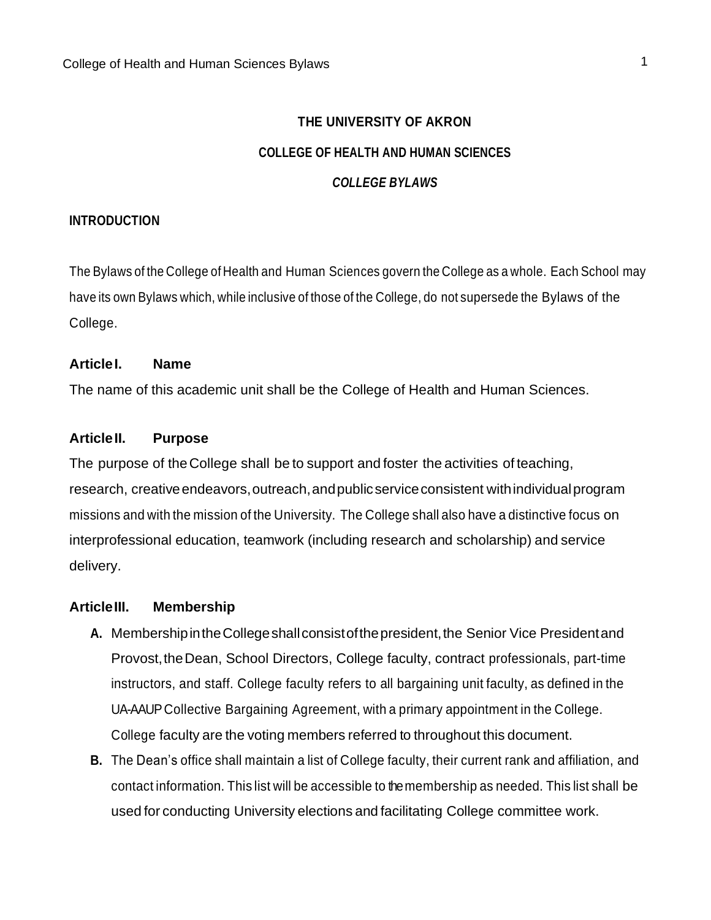# THE UNIVERSITY OF AKRON

## COLLEGE OF HEALTH AND HUMAN SCIENCES

### *COLLEGE BYLAWS*

**INTRODUCTION**

The Bylaws of the College of Health and Human Sciences govern the College as a whole. Each School may have its own Bylaws which, while inclusive of those of the College, do not supersede the Bylaws of the College.

### Article I. Name

The name of this academic unit shall be the College of Health and Human Sciences.

### Article II. Purpose

The purpose of the College shall be to support and foster the activities of teaching, research, creative endeavors, outreach, and public service consistent with individual program missions and with the mission of the University. The College shall also have a distinctive focus on interprofessional education, teamwork (including research and scholarship) and service delivery.

### Article III. Membership

**A.** Membership in the College shall consist of the president, the Senior Vice President and Provost, the Dean, School Directors, College faculty, contract professionals, part-time instructors, and staff. College faculty refers to all bargaining unit faculty, as defined in the UA-AAUP Collective Bargaining Agreement, with a primary appointment in the College. College faculty are the voting members referred to throughout this document.

**B.** The Dean's office shall maintain a list of College faculty, their current rank and affiliation, and contact information. This list will be accessible to the membership as needed. This list shall be used for conducting University elections and facilitating College committee work.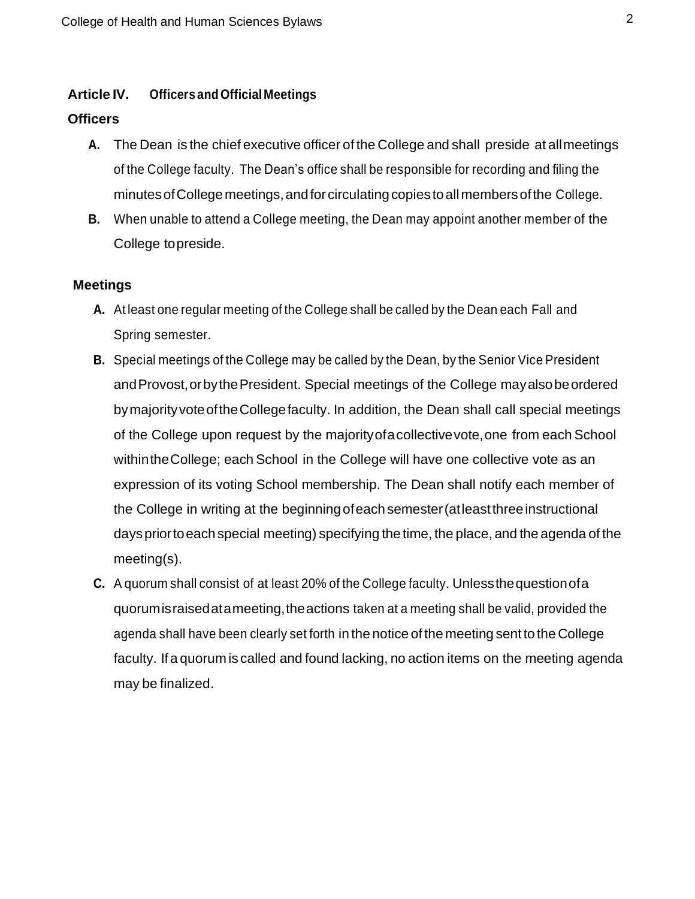## Article IV. Officers and Official Meetings

### Officers

**A.** The Dean is the chief executive officer of the College and shall preside at all meetings of the College faculty. The Dean's office shall be responsible for recording and filing the minutes of College meetings, and for circulating copies to all members of the College.

**B.** When unable to attend a College meeting, the Dean may appoint another member of the College to preside.

### Meetings

**A.** At least one regular meeting of the College shall be called by the Dean each Fall and Spring semester.

**B.** Special meetings of the College may be called by the Dean, by the Senior Vice President and Provost, or by the President. Special meetings of the College may also be ordered by majority vote of the College faculty. In addition, the Dean shall call special meetings of the College upon request by the majority of a collective vote, one from each School within the College; each School in the College will have one collective vote as an expression of its voting School membership. The Dean shall notify each member of the College in writing at the beginning of each semester (at least three instructional days prior to each special meeting) specifying the time, the place, and the agenda of the meeting(s).

**C.** A quorum shall consist of at least 20% of the College faculty. Unless the question of a quorum is raised at a meeting, the actions taken at a meeting shall be valid, provided the agenda shall have been clearly set forth in the notice of the meeting sent to the College faculty. If a quorum is called and found lacking, no action items on the meeting agenda may be finalized.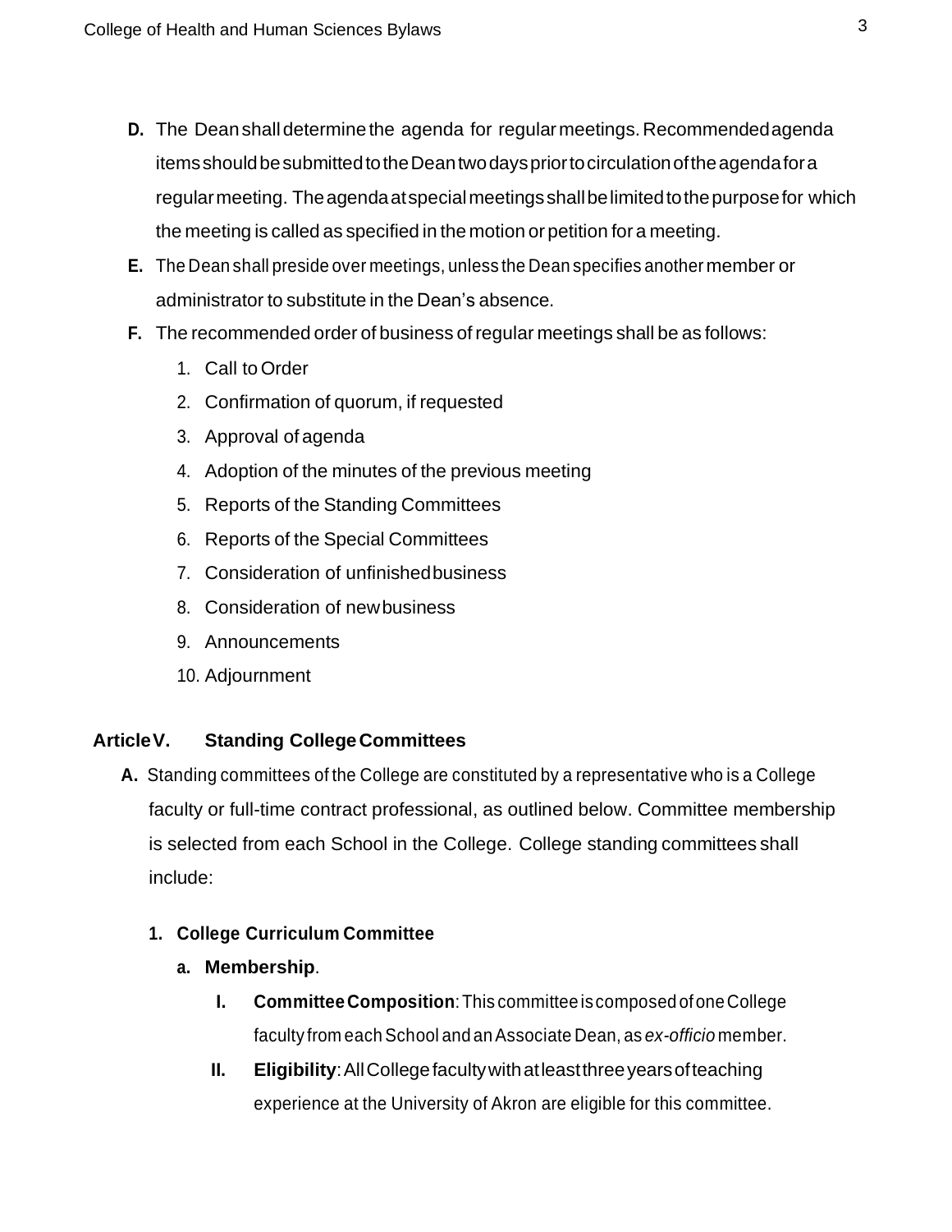**D.** The Dean shall determine the agenda for regular meetings. Recommended agenda items should be submitted to the Dean two days prior to circulation of the agenda for a regular meeting. The agenda at special meetings shall be limited to the purpose for which the meeting is called as specified in the motion or petition for a meeting.

**E.** The Dean shall preside over meetings, unless the Dean specifies another member or administrator to substitute in the Dean's absence.

**F.** The recommended order of business of regular meetings shall be as follows:

1. Call to Order
2. Confirmation of quorum, if requested
3. Approval of agenda
4. Adoption of the minutes of the previous meeting
5. Reports of the Standing Committees
6. Reports of the Special Committees
7. Consideration of unfinished business
8. Consideration of new business
9. Announcements
10. Adjournment

## Article V. Standing College Committees

**A.** Standing committees of the College are constituted by a representative who is a College faculty or full-time contract professional, as outlined below. Committee membership is selected from each School in the College. College standing committees shall include:

**1. College Curriculum Committee**

**a. Membership**.

**I. Committee Composition**: This committee is composed of one College faculty from each School and an Associate Dean, as *ex-officio* member.

**II. Eligibility**: All College faculty with at least three years of teaching experience at the University of Akron are eligible for this committee.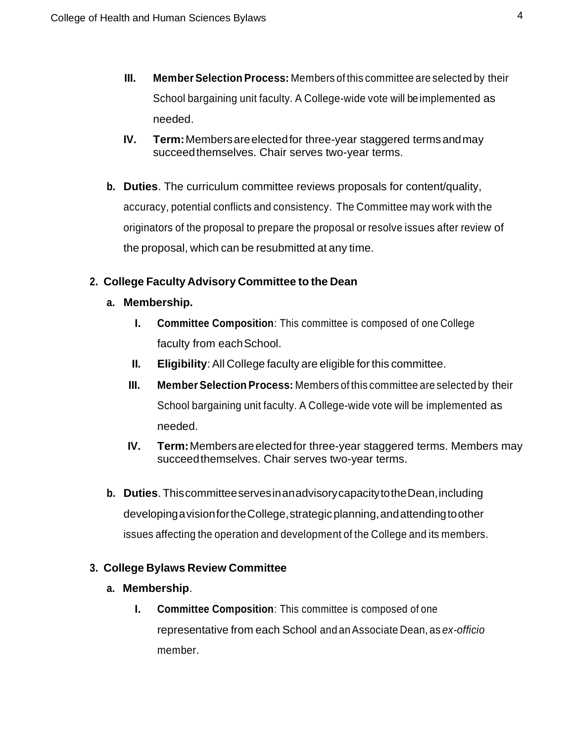III. **Member Selection Process:** Members of this committee are selected by their School bargaining unit faculty. A College-wide vote will be implemented as needed.

IV. **Term:** Members are elected for three-year staggered terms and may succeed themselves. Chair serves two-year terms.

**b. Duties**. The curriculum committee reviews proposals for content/quality, accuracy, potential conflicts and consistency. The Committee may work with the originators of the proposal to prepare the proposal or resolve issues after review of the proposal, which can be resubmitted at any time.

**2. College Faculty Advisory Committee to the Dean**

**a. Membership.**

I. **Committee Composition**: This committee is composed of one College faculty from each School.

II. **Eligibility**: All College faculty are eligible for this committee.

III. **Member Selection Process:** Members of this committee are selected by their School bargaining unit faculty. A College-wide vote will be implemented as needed.

IV. **Term:** Members are elected for three-year staggered terms. Members may succeed themselves. Chair serves two-year terms.

**b. Duties**. This committee serves in an advisory capacity to the Dean, including developing a vision for the College, strategic planning, and attending to other issues affecting the operation and development of the College and its members.

**3. College Bylaws Review Committee**

**a. Membership**.

I. **Committee Composition**: This committee is composed of one representative from each School and an Associate Dean, as *ex-officio* member.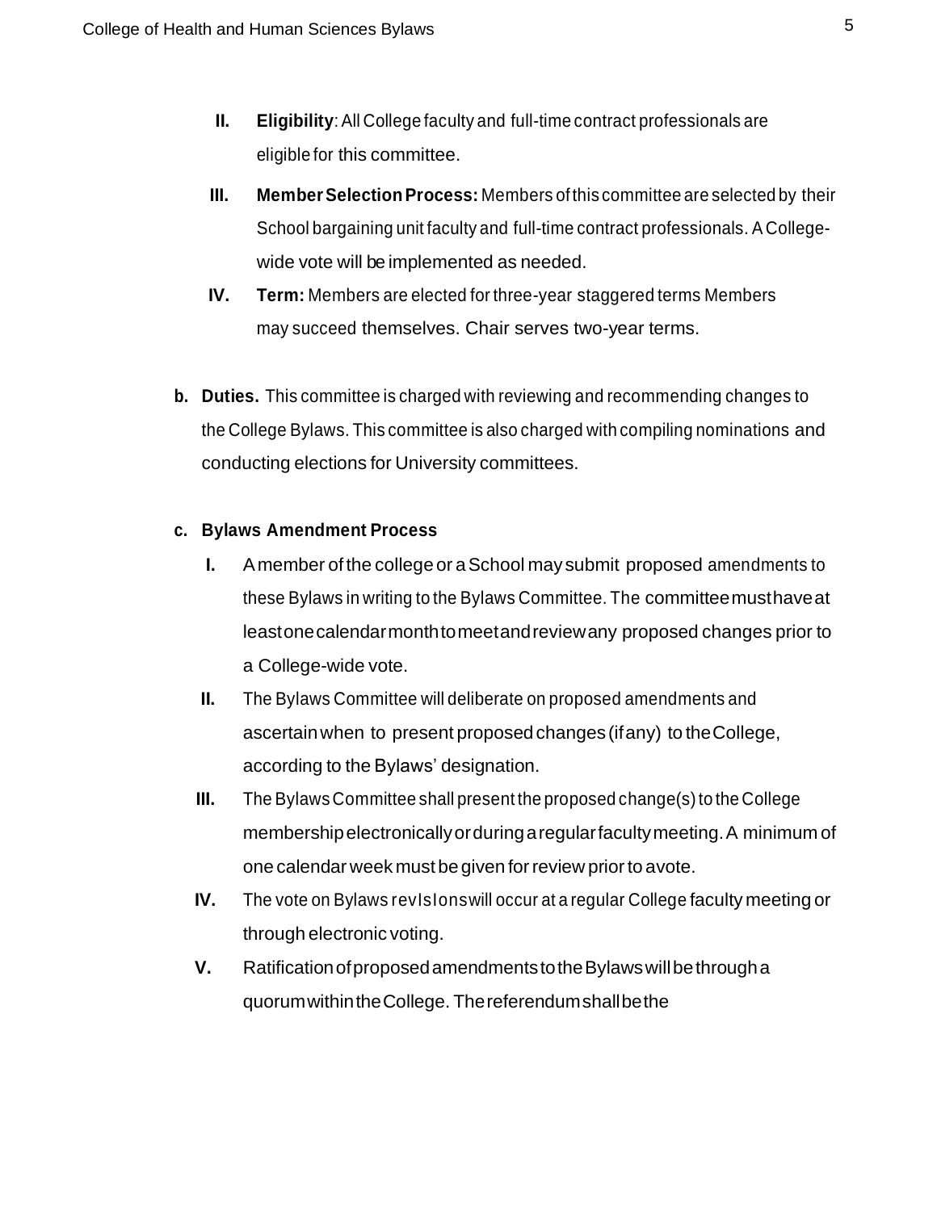II. **Eligibility**: All College faculty and full-time contract professionals are eligible for this committee.

III. **Member Selection Process:** Members of this committee are selected by their School bargaining unit faculty and full-time contract professionals. A College-wide vote will be implemented as needed.

IV. **Term:** Members are elected for three-year staggered terms Members may succeed themselves. Chair serves two-year terms.

**b. Duties.** This committee is charged with reviewing and recommending changes to the College Bylaws. This committee is also charged with compiling nominations and conducting elections for University committees.

**c. Bylaws Amendment Process**

I. A member of the college or a School may submit proposed amendments to these Bylaws in writing to the Bylaws Committee. The committee must have at least one calendar month to meet and review any proposed changes prior to a College-wide vote.

II. The Bylaws Committee will deliberate on proposed amendments and ascertain when to present proposed changes (if any) to the College, according to the Bylaws' designation.

III. The Bylaws Committee shall present the proposed change(s) to the College membership electronically or during a regular faculty meeting. A minimum of one calendar week must be given for review prior to a vote.

IV. The vote on Bylaws revisions will occur at a regular College faculty meeting or through electronic voting.

V. Ratification of proposed amendments to the Bylaws will be through a quorum within the College. The referendum shall be the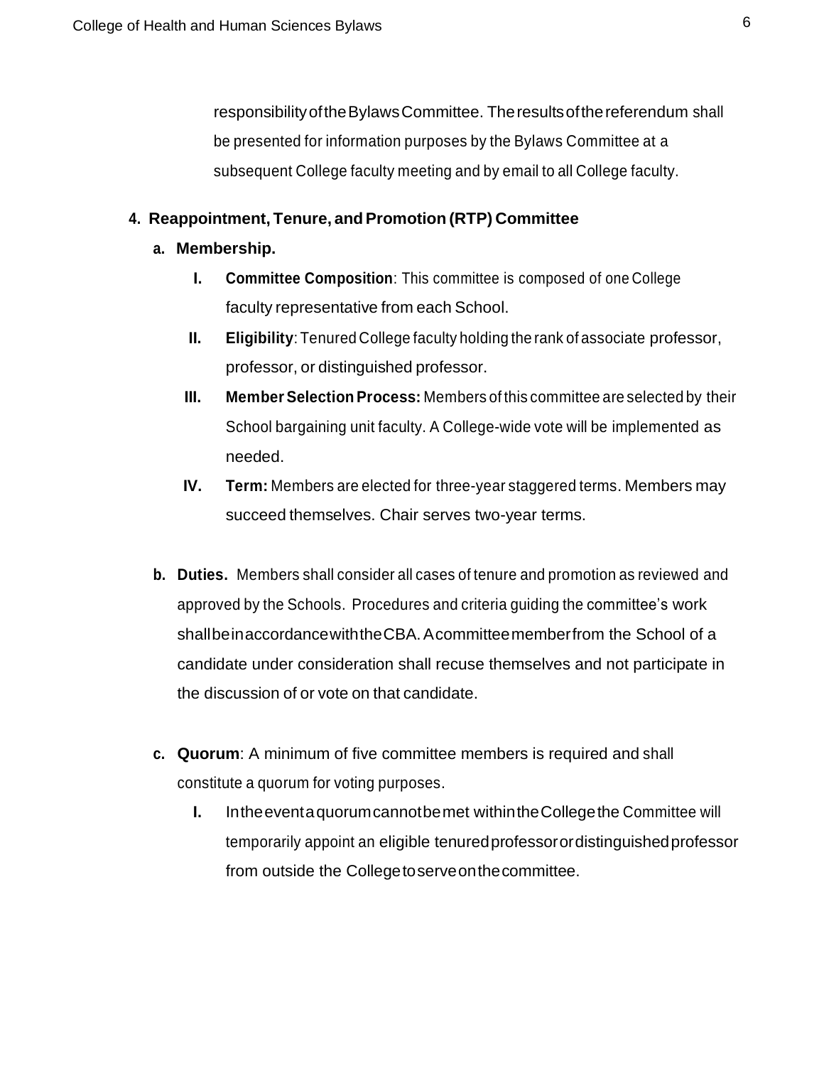responsibility of the Bylaws Committee. The results of the referendum shall be presented for information purposes by the Bylaws Committee at a subsequent College faculty meeting and by email to all College faculty.

**4. Reappointment, Tenure, and Promotion (RTP) Committee**

**a. Membership.**

I. **Committee Composition**: This committee is composed of one College faculty representative from each School.

II. **Eligibility**: Tenured College faculty holding the rank of associate professor, professor, or distinguished professor.

III. **Member Selection Process:** Members of this committee are selected by their School bargaining unit faculty. A College-wide vote will be implemented as needed.

IV. **Term:** Members are elected for three-year staggered terms. Members may succeed themselves. Chair serves two-year terms.

**b. Duties.** Members shall consider all cases of tenure and promotion as reviewed and approved by the Schools. Procedures and criteria guiding the committee's work shall be in accordance with the CBA. A committee member from the School of a candidate under consideration shall recuse themselves and not participate in the discussion of or vote on that candidate.

**c. Quorum**: A minimum of five committee members is required and shall constitute a quorum for voting purposes.

I. In the event a quorum cannot be met within the College the Committee will temporarily appoint an eligible tenured professor or distinguished professor from outside the College to serve on the committee.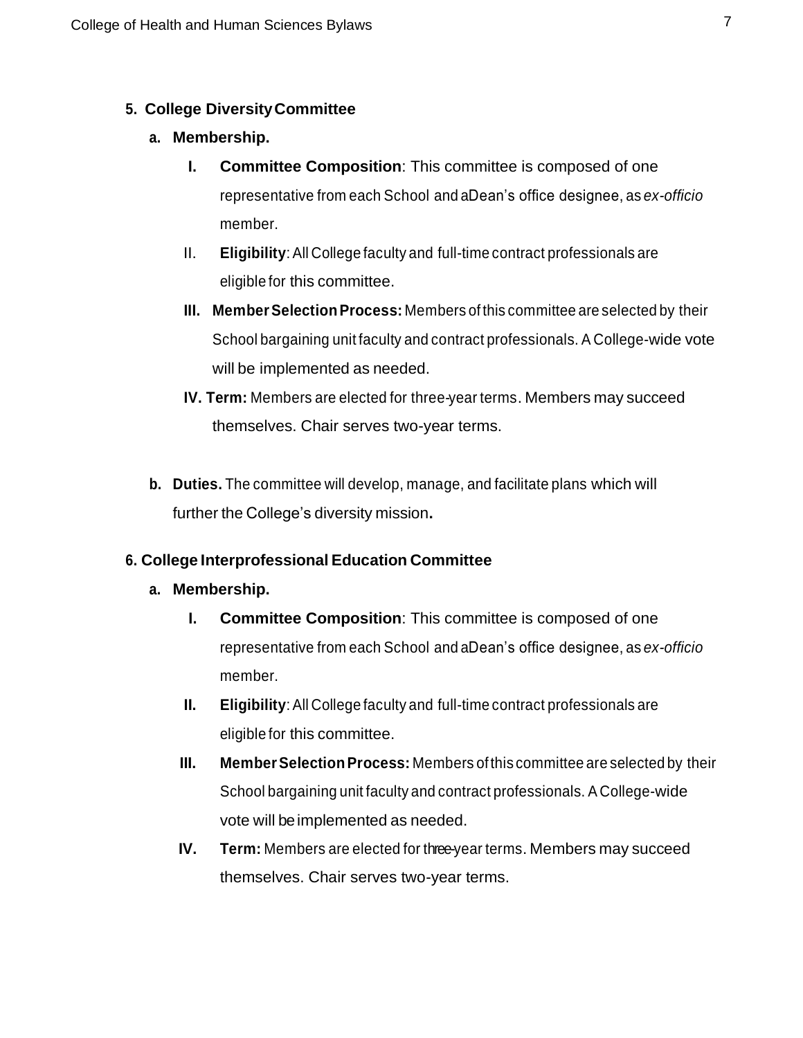**5. College Diversity Committee**

**a. Membership.**

I. **Committee Composition**: This committee is composed of one representative from each School and a Dean's office designee, as *ex-officio* member.

II. **Eligibility**: All College faculty and full-time contract professionals are eligible for this committee.

III. **Member Selection Process:** Members of this committee are selected by their School bargaining unit faculty and contract professionals. A College-wide vote will be implemented as needed.

IV. **Term:** Members are elected for three-year terms. Members may succeed themselves. Chair serves two-year terms.

**b. Duties.** The committee will develop, manage, and facilitate plans which will further the College's diversity mission**.**

**6. College Interprofessional Education Committee**

**a. Membership.**

I. **Committee Composition**: This committee is composed of one representative from each School and a Dean's office designee, as *ex-officio* member.

II. **Eligibility**: All College faculty and full-time contract professionals are eligible for this committee.

III. **Member Selection Process:** Members of this committee are selected by their School bargaining unit faculty and contract professionals. A College-wide vote will be implemented as needed.

IV. **Term:** Members are elected for three-year terms. Members may succeed themselves. Chair serves two-year terms.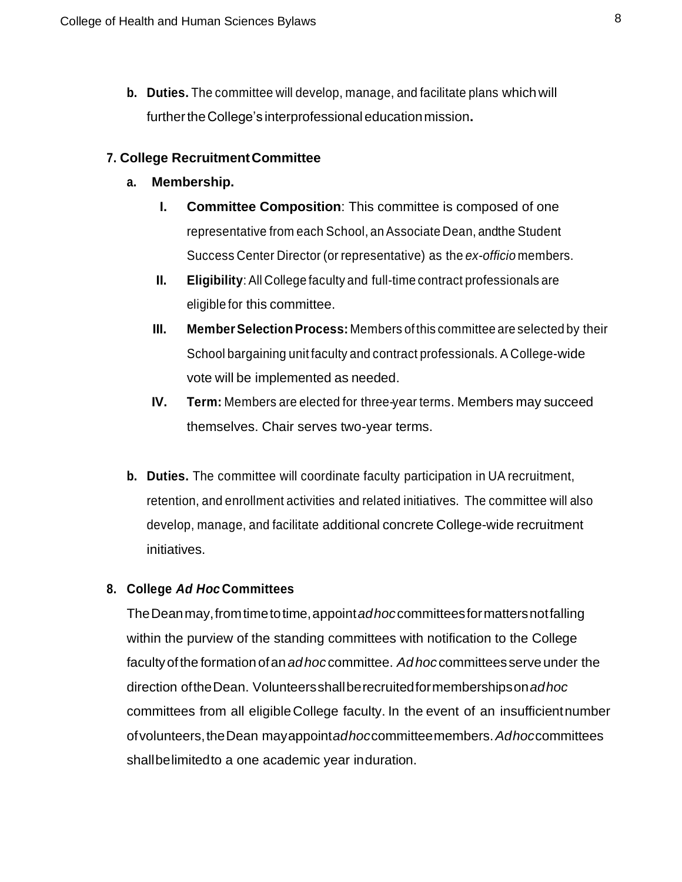**b. Duties.** The committee will develop, manage, and facilitate plans which will further the College's interprofessional education mission**.**

### 7. College Recruitment Committee

**a. Membership.**

- **I. Committee Composition**: This committee is composed of one representative from each School, an Associate Dean, andthe Student Success Center Director (or representative) as the *ex-officio* members.
- **II. Eligibility**: All College faculty and full-time contract professionals are eligible for this committee.
- **III. Member Selection Process:** Members of this committee are selected by their School bargaining unit faculty and contract professionals. A College-wide vote will be implemented as needed.
- **IV. Term:** Members are elected for three-year terms. Members may succeed themselves. Chair serves two-year terms.

**b. Duties.** The committee will coordinate faculty participation in UA recruitment, retention, and enrollment activities and related initiatives. The committee will also develop, manage, and facilitate additional concrete College-wide recruitment initiatives.

### 8. College *Ad Hoc* Committees

The Dean may, from time to time, appoint *ad hoc* committees for matters not falling within the purview of the standing committees with notification to the College faculty of the formation of an *ad hoc* committee. *Ad hoc* committees serve under the direction of the Dean. Volunteers shall be recruited for memberships on *ad hoc* committees from all eligible College faculty. In the event of an insufficient number of volunteers, the Dean may appoint *ad hoc* committee members. *Ad hoc* committees shall be limited to a one academic year in duration.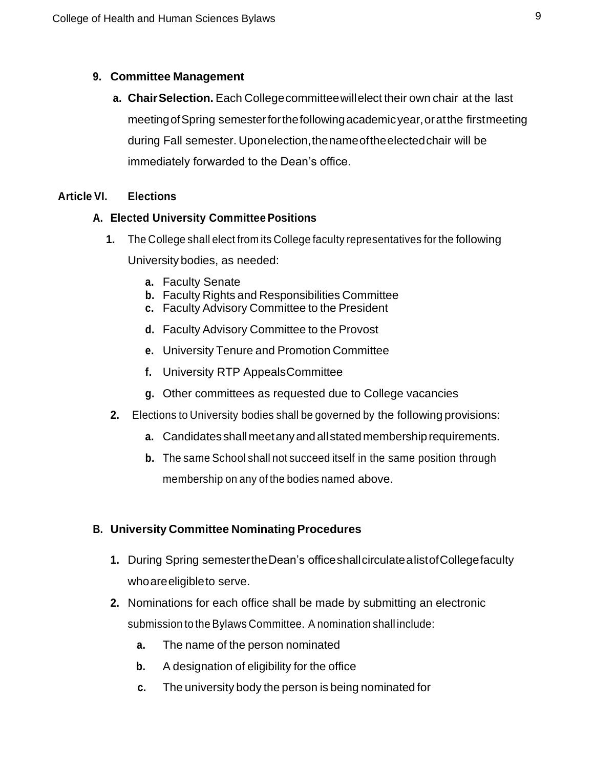**9. Committee Management**

**a. Chair Selection.** Each College committee will elect their own chair at the last meeting of Spring semester for the following academic year, or at the first meeting during Fall semester. Upon election, the name of the elected chair will be immediately forwarded to the Dean's office.

## Article VI. Elections

### A. Elected University Committee Positions

1. The College shall elect from its College faculty representatives for the following University bodies, as needed:
   - **a.** Faculty Senate
   - **b.** Faculty Rights and Responsibilities Committee
   - **c.** Faculty Advisory Committee to the President
   - **d.** Faculty Advisory Committee to the Provost
   - **e.** University Tenure and Promotion Committee
   - **f.** University RTP Appeals Committee
   - **g.** Other committees as requested due to College vacancies
2. Elections to University bodies shall be governed by the following provisions:
   - **a.** Candidates shall meet any and all stated membership requirements.
   - **b.** The same School shall not succeed itself in the same position through membership on any of the bodies named above.

### B. University Committee Nominating Procedures

1. During Spring semester the Dean's office shall circulate a list of College faculty who are eligible to serve.
2. Nominations for each office shall be made by submitting an electronic submission to the Bylaws Committee. A nomination shall include:
   - **a.** The name of the person nominated
   - **b.** A designation of eligibility for the office
   - **c.** The university body the person is being nominated for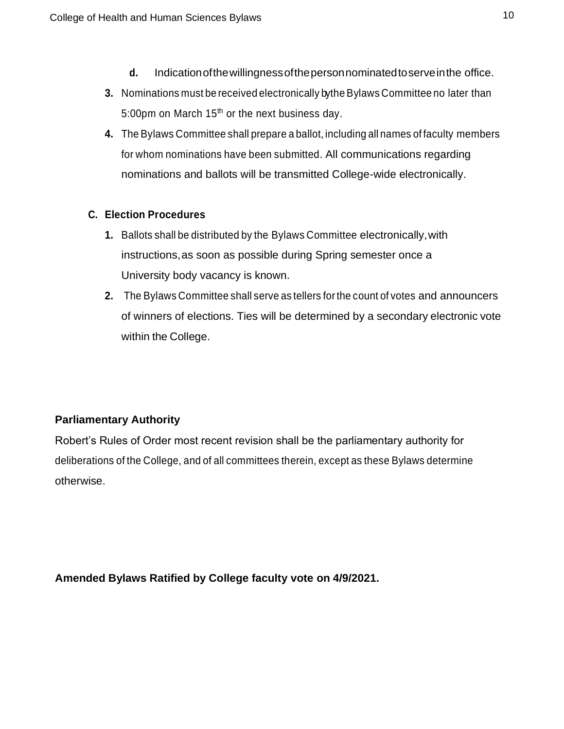d. Indication of the willingness of the person nominated to serve in the office.

3. Nominations must be received electronically by the Bylaws Committee no later than 5:00pm on March 15th or the next business day.
4. The Bylaws Committee shall prepare a ballot, including all names of faculty members for whom nominations have been submitted. All communications regarding nominations and ballots will be transmitted College-wide electronically.

**C. Election Procedures**

1. Ballots shall be distributed by the Bylaws Committee electronically, with instructions, as soon as possible during Spring semester once a University body vacancy is known.
2. The Bylaws Committee shall serve as tellers for the count of votes and announcers of winners of elections. Ties will be determined by a secondary electronic vote within the College.

**Parliamentary Authority**

Robert's Rules of Order most recent revision shall be the parliamentary authority for deliberations of the College, and of all committees therein, except as these Bylaws determine otherwise.

**Amended Bylaws Ratified by College faculty vote on 4/9/2021.**